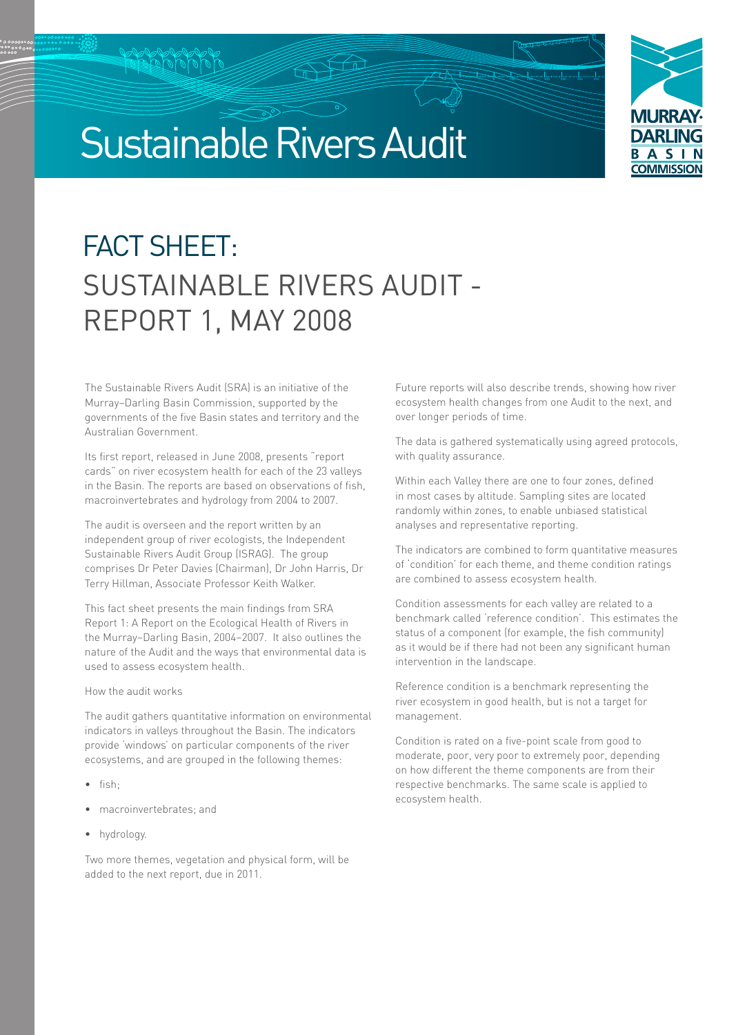# Sustainable Rivers Audit

# FACT SHEET: SUSTAINABLE RIVERS AUDIT - REPORT 1, MAY 2008

The Sustainable Rivers Audit (SRA) is an initiative of the Murray–Darling Basin Commission, supported by the governments of the five Basin states and territory and the Australian Government.

Its first report, released in June 2008, presents "report cards" on river ecosystem health for each of the 23 valleys in the Basin. The reports are based on observations of fish, macroinvertebrates and hydrology from 2004 to 2007.

The audit is overseen and the report written by an independent group of river ecologists, the Independent Sustainable Rivers Audit Group (ISRAG). The group comprises Dr Peter Davies (Chairman), Dr John Harris, Dr Terry Hillman, Associate Professor Keith Walker.

This fact sheet presents the main findings from SRA Report 1: A Report on the Ecological Health of Rivers in the Murray–Darling Basin, 2004–2007. It also outlines the nature of the Audit and the ways that environmental data is used to assess ecosystem health.

How the audit works

The audit gathers quantitative information on environmental indicators in valleys throughout the Basin. The indicators provide 'windows' on particular components of the river ecosystems, and are grouped in the following themes:

- fish;
- macroinvertebrates; and
- hydrology.

Two more themes, vegetation and physical form, will be added to the next report, due in 2011.

Future reports will also describe trends, showing how river ecosystem health changes from one Audit to the next, and over longer periods of time.

The data is gathered systematically using agreed protocols, with quality assurance.

Within each Valley there are one to four zones, defined in most cases by altitude. Sampling sites are located randomly within zones, to enable unbiased statistical analyses and representative reporting.

The indicators are combined to form quantitative measures of 'condition' for each theme, and theme condition ratings are combined to assess ecosystem health.

Condition assessments for each valley are related to a benchmark called 'reference condition'. This estimates the status of a component (for example, the fish community) as it would be if there had not been any significant human intervention in the landscape.

Reference condition is a benchmark representing the river ecosystem in good health, but is not a target for management.

Condition is rated on a five-point scale from good to moderate, poor, very poor to extremely poor, depending on how different the theme components are from their respective benchmarks. The same scale is applied to ecosystem health.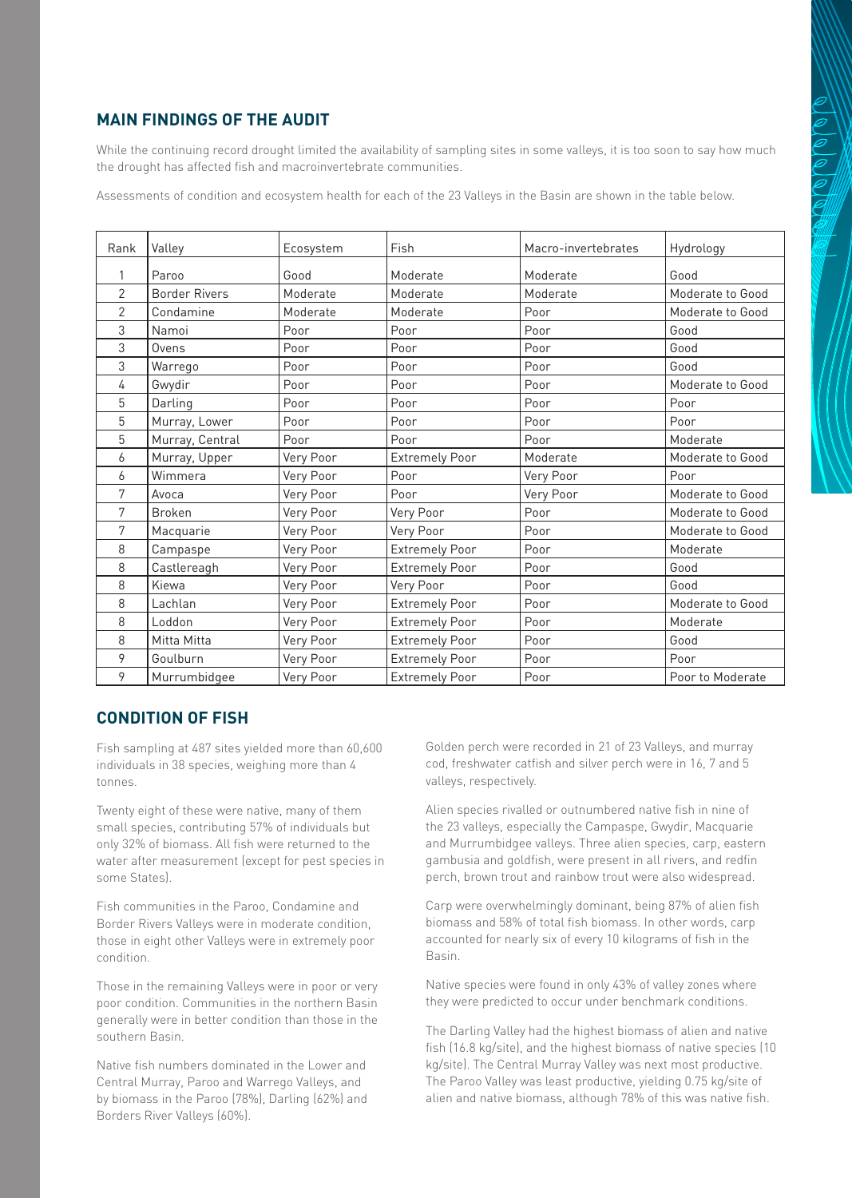## MAIN FINDINGS OF THE AUDIT

While the continuing record drought limited the availability of sampling sites in some valleys, it is too soon to say how much the drought has affected fish and macroinvertebrate communities.

Assessments of condition and ecosystem health for each of the 23 Valleys in the Basin are shown in the table below.

| Rank | Valley | Ecosystem | Fish | Macro-invertebrates | Hydrology |
|---|---|---|---|---|---|
| 1 | Paroo | Good | Moderate | Moderate | Good |
| 2 | Border Rivers | Moderate | Moderate | Moderate | Moderate to Good |
| 2 | Condamine | Moderate | Moderate | Poor | Moderate to Good |
| 3 | Namoi | Poor | Poor | Poor | Good |
| 3 | Ovens | Poor | Poor | Poor | Good |
| 3 | Warrego | Poor | Poor | Poor | Good |
| 4 | Gwydir | Poor | Poor | Poor | Moderate to Good |
| 5 | Darling | Poor | Poor | Poor | Poor |
| 5 | Murray, Lower | Poor | Poor | Poor | Poor |
| 5 | Murray, Central | Poor | Poor | Poor | Moderate |
| 6 | Murray, Upper | Very Poor | Extremely Poor | Moderate | Moderate to Good |
| 6 | Wimmera | Very Poor | Poor | Very Poor | Poor |
| 7 | Avoca | Very Poor | Poor | Very Poor | Moderate to Good |
| 7 | Broken | Very Poor | Very Poor | Poor | Moderate to Good |
| 7 | Macquarie | Very Poor | Very Poor | Poor | Moderate to Good |
| 8 | Campaspe | Very Poor | Extremely Poor | Poor | Moderate |
| 8 | Castlereagh | Very Poor | Extremely Poor | Poor | Good |
| 8 | Kiewa | Very Poor | Very Poor | Poor | Good |
| 8 | Lachlan | Very Poor | Extremely Poor | Poor | Moderate to Good |
| 8 | Loddon | Very Poor | Extremely Poor | Poor | Moderate |
| 8 | Mitta Mitta | Very Poor | Extremely Poor | Poor | Good |
| 9 | Goulburn | Very Poor | Extremely Poor | Poor | Poor |
| 9 | Murrumbidgee | Very Poor | Extremely Poor | Poor | Poor to Moderate |

## CONDITION OF FISH

Fish sampling at 487 sites yielded more than 60,600 individuals in 38 species, weighing more than 4 tonnes.

Twenty eight of these were native, many of them small species, contributing 57% of individuals but only 32% of biomass. All fish were returned to the water after measurement (except for pest species in some States).

Fish communities in the Paroo, Condamine and Border Rivers Valleys were in moderate condition, those in eight other Valleys were in extremely poor condition.

Those in the remaining Valleys were in poor or very poor condition. Communities in the northern Basin generally were in better condition than those in the southern Basin.

Native fish numbers dominated in the Lower and Central Murray, Paroo and Warrego Valleys, and by biomass in the Paroo (78%), Darling (62%) and Borders River Valleys (60%).

Golden perch were recorded in 21 of 23 Valleys, and murray cod, freshwater catfish and silver perch were in 16, 7 and 5 valleys, respectively.

Alien species rivalled or outnumbered native fish in nine of the 23 valleys, especially the Campaspe, Gwydir, Macquarie and Murrumbidgee valleys. Three alien species, carp, eastern gambusia and goldfish, were present in all rivers, and redfin perch, brown trout and rainbow trout were also widespread.

Carp were overwhelmingly dominant, being 87% of alien fish biomass and 58% of total fish biomass. In other words, carp accounted for nearly six of every 10 kilograms of fish in the Basin.

Native species were found in only 43% of valley zones where they were predicted to occur under benchmark conditions.

The Darling Valley had the highest biomass of alien and native fish (16.8 kg/site), and the highest biomass of native species (10 kg/site). The Central Murray Valley was next most productive. The Paroo Valley was least productive, yielding 0.75 kg/site of alien and native biomass, although 78% of this was native fish.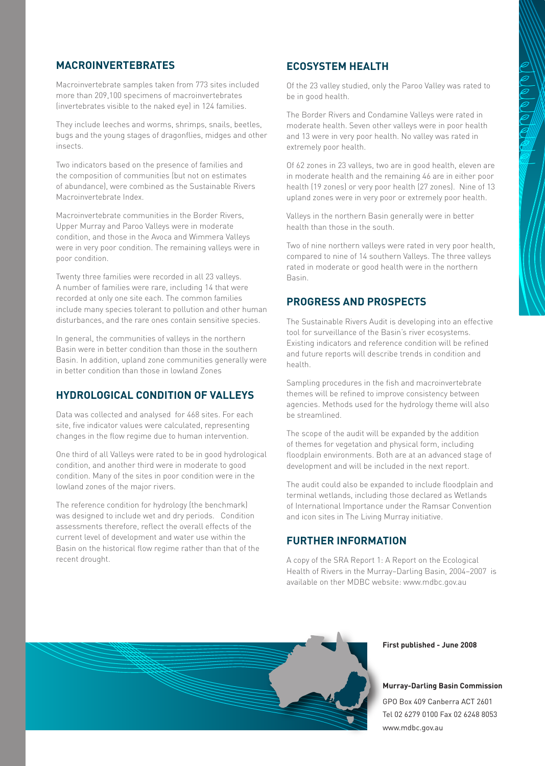## MACROINVERTEBRATES

Macroinvertebrate samples taken from 773 sites included more than 209,100 specimens of macroinvertebrates (invertebrates visible to the naked eye) in 124 families.

They include leeches and worms, shrimps, snails, beetles, bugs and the young stages of dragonflies, midges and other insects.

Two indicators based on the presence of families and the composition of communities (but not on estimates of abundance), were combined as the Sustainable Rivers Macroinvertebrate Index.

Macroinvertebrate communities in the Border Rivers, Upper Murray and Paroo Valleys were in moderate condition, and those in the Avoca and Wimmera Valleys were in very poor condition. The remaining valleys were in poor condition.

Twenty three families were recorded in all 23 valleys. A number of families were rare, including 14 that were recorded at only one site each. The common families include many species tolerant to pollution and other human disturbances, and the rare ones contain sensitive species.

In general, the communities of valleys in the northern Basin were in better condition than those in the southern Basin. In addition, upland zone communities generally were in better condition than those in lowland Zones

## HYDROLOGICAL CONDITION OF VALLEYS

Data was collected and analysed for 468 sites. For each site, five indicator values were calculated, representing changes in the flow regime due to human intervention.

One third of all Valleys were rated to be in good hydrological condition, and another third were in moderate to good condition. Many of the sites in poor condition were in the lowland zones of the major rivers.

The reference condition for hydrology (the benchmark) was designed to include wet and dry periods. Condition assessments therefore, reflect the overall effects of the current level of development and water use within the Basin on the historical flow regime rather than that of the recent drought.

## ECOSYSTEM HEALTH

Of the 23 valley studied, only the Paroo Valley was rated to be in good health.

The Border Rivers and Condamine Valleys were rated in moderate health. Seven other valleys were in poor health and 13 were in very poor health. No valley was rated in extremely poor health.

Of 62 zones in 23 valleys, two are in good health, eleven are in moderate health and the remaining 46 are in either poor health (19 zones) or very poor health (27 zones). Nine of 13 upland zones were in very poor or extremely poor health.

Valleys in the northern Basin generally were in better health than those in the south.

Two of nine northern valleys were rated in very poor health, compared to nine of 14 southern Valleys. The three valleys rated in moderate or good health were in the northern Basin.

## PROGRESS AND PROSPECTS

The Sustainable Rivers Audit is developing into an effective tool for surveillance of the Basin's river ecosystems. Existing indicators and reference condition will be refined and future reports will describe trends in condition and health.

Sampling procedures in the fish and macroinvertebrate themes will be refined to improve consistency between agencies. Methods used for the hydrology theme will also be streamlined.

The scope of the audit will be expanded by the addition of themes for vegetation and physical form, including floodplain environments. Both are at an advanced stage of development and will be included in the next report.

The audit could also be expanded to include floodplain and terminal wetlands, including those declared as Wetlands of International Importance under the Ramsar Convention and icon sites in The Living Murray initiative.

## FURTHER INFORMATION

A copy of the SRA Report 1: A Report on the Ecological Health of Rivers in the Murray–Darling Basin, 2004–2007 is available on ther MDBC website: www.mdbc.gov.au

**First published - June 2008**

**Murray-Darling Basin Commission**

GPO Box 409 Canberra ACT 2601
Tel 02 6279 0100 Fax 02 6248 8053
www.mdbc.gov.au